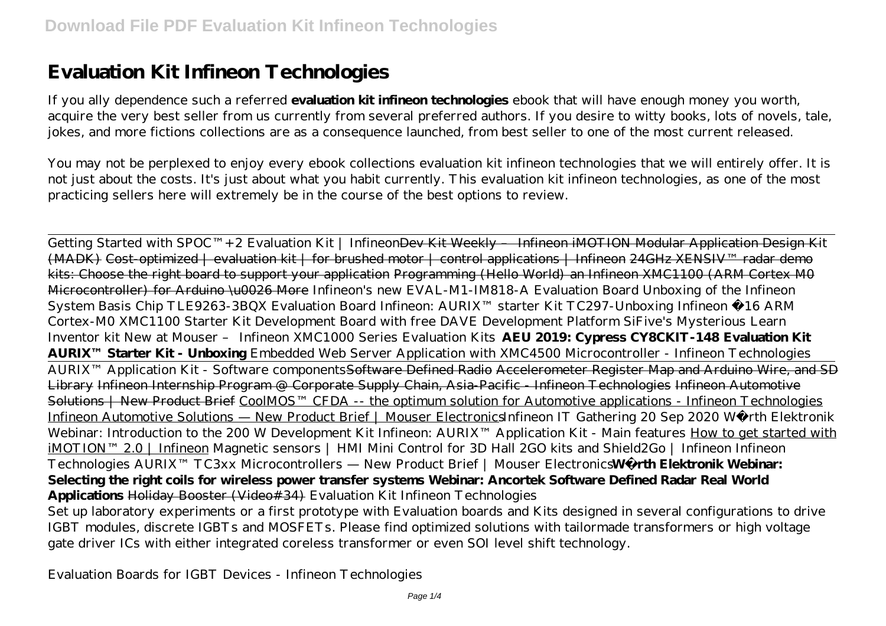# Evaluation Kit Infineon Technologies

If you ally dependence such a referred **evaluation kit infineon technologies** ebook that will have enough money you worth, acquire the very best seller from us currently from several preferred authors. If you desire to witty books, lots of novels, tale, jokes, and more fictions collections are as a consequence launched, from best seller to one of the most current released.

You may not be perplexed to enjoy every ebook collections evaluation kit infineon technologies that we will entirely offer. It is not just about the costs. It's just about what you habit currently. This evaluation kit infineon technologies, as one of the most practicing sellers here will extremely be in the course of the best options to review.

Getting Started with SPOC™+2 Evaluation Kit | Infineon ~~Dev Kit Weekly – Infineon iMOTION Modular Application Design Kit (MADK)~~ ~~Cost-optimized | evaluation kit | for brushed motor | control applications | Infineon~~ ~~24GHz XENSIV™ radar demo kits: Choose the right board to support your application~~ ~~Programming (Hello World) an Infineon XMC1100 (ARM Cortex M0 Microcontroller) for Arduino \u0026 More~~ *Infineon's new EVAL-M1-IM818-A Evaluation Board* *Unboxing of the Infineon System Basis Chip TLE9263-3BQX Evaluation Board* *Infineon: AURIX™ starter Kit TC297-Unboxing* *Infineon €16 ARM Cortex-M0 XMC1100 Starter Kit Development Board with free DAVE Development Platform* *SiFive's Mysterious Learn Inventor kit* *New at Mouser – Infineon XMC1000 Series Evaluation Kits* **AEU 2019: Cypress CY8CKIT-148 Evaluation Kit** **AURIX™ Starter Kit - Unboxing** *Embedded Web Server Application with XMC4500 Microcontroller - Infineon Technologies*

AURIX™ Application Kit - Software components ~~Software Defined Radio~~ ~~Accelerometer Register Map and Arduino Wire, and SD Library~~ ~~Infineon Internship Program @ Corporate Supply Chain, Asia-Pacific - Infineon Technologies~~ ~~Infineon Automotive Solutions | New Product Brief~~ CoolMOS™ CFDA -- the optimum solution for Automotive applications - Infineon Technologies Infineon Automotive Solutions — New Product Brief | Mouser Electronics *Infineon IT Gathering 20 Sep 2020* *Würth Elektronik Webinar: Introduction to the 200 W Development Kit* *Infineon: AURIX™ Application Kit - Main features* How to get started with iMOTION™ 2.0 | Infineon *Magnetic sensors | HMI Mini Control for 3D Hall 2GO kits and Shield2Go | Infineon* *Infineon Technologies AURIX™ TC3xx Microcontrollers — New Product Brief | Mouser Electronics* **Würth Elektronik Webinar: Selecting the right coils for wireless power transfer systems** **Webinar: Ancortek Software Defined Radar Real World Applications** ~~Holiday Booster (Video#34)~~ *Evaluation Kit Infineon Technologies*

Set up laboratory experiments or a first prototype with Evaluation boards and Kits designed in several configurations to drive IGBT modules, discrete IGBTs and MOSFETs. Please find optimized solutions with tailormade transformers or high voltage gate driver ICs with either integrated coreless transformer or even SOI level shift technology.

*Evaluation Boards for IGBT Devices - Infineon Technologies*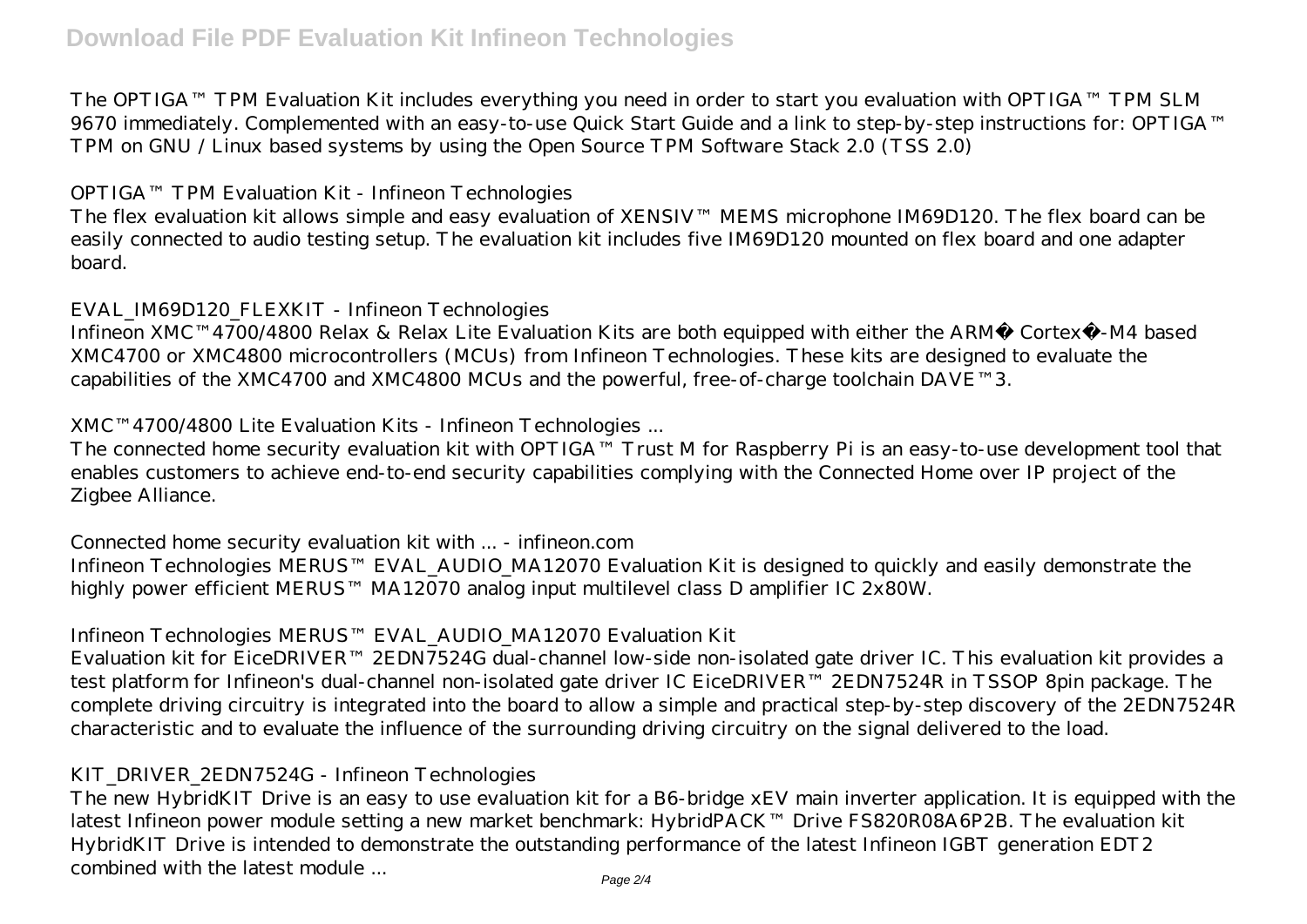The OPTIGA™ TPM Evaluation Kit includes everything you need in order to start you evaluation with OPTIGA™ TPM SLM 9670 immediately. Complemented with an easy-to-use Quick Start Guide and a link to step-by-step instructions for: OPTIGA™ TPM on GNU / Linux based systems by using the Open Source TPM Software Stack 2.0 (TSS 2.0)

*OPTIGA™ TPM Evaluation Kit - Infineon Technologies*

The flex evaluation kit allows simple and easy evaluation of XENSIV™ MEMS microphone IM69D120. The flex board can be easily connected to audio testing setup. The evaluation kit includes five IM69D120 mounted on flex board and one adapter board.

*EVAL_IM69D120_FLEXKIT - Infineon Technologies*

Infineon XMC™4700/4800 Relax & Relax Lite Evaluation Kits are both equipped with either the ARM� Cortex�-M4 based XMC4700 or XMC4800 microcontrollers (MCUs) from Infineon Technologies. These kits are designed to evaluate the capabilities of the XMC4700 and XMC4800 MCUs and the powerful, free-of-charge toolchain DAVE™3.

*XMC™4700/4800 Lite Evaluation Kits - Infineon Technologies ...*

The connected home security evaluation kit with OPTIGA™ Trust M for Raspberry Pi is an easy-to-use development tool that enables customers to achieve end-to-end security capabilities complying with the Connected Home over IP project of the Zigbee Alliance.

*Connected home security evaluation kit with ... - infineon.com*

Infineon Technologies MERUS™ EVAL_AUDIO_MA12070 Evaluation Kit is designed to quickly and easily demonstrate the highly power efficient MERUS™ MA12070 analog input multilevel class D amplifier IC 2x80W.

*Infineon Technologies MERUS™ EVAL_AUDIO_MA12070 Evaluation Kit*

Evaluation kit for EiceDRIVER™ 2EDN7524G dual-channel low-side non-isolated gate driver IC. This evaluation kit provides a test platform for Infineon's dual-channel non-isolated gate driver IC EiceDRIVER™ 2EDN7524R in TSSOP 8pin package. The complete driving circuitry is integrated into the board to allow a simple and practical step-by-step discovery of the 2EDN7524R characteristic and to evaluate the influence of the surrounding driving circuitry on the signal delivered to the load.

*KIT_DRIVER_2EDN7524G - Infineon Technologies*

The new HybridKIT Drive is an easy to use evaluation kit for a B6-bridge xEV main inverter application. It is equipped with the latest Infineon power module setting a new market benchmark: HybridPACK™ Drive FS820R08A6P2B. The evaluation kit HybridKIT Drive is intended to demonstrate the outstanding performance of the latest Infineon IGBT generation EDT2 combined with the latest module ...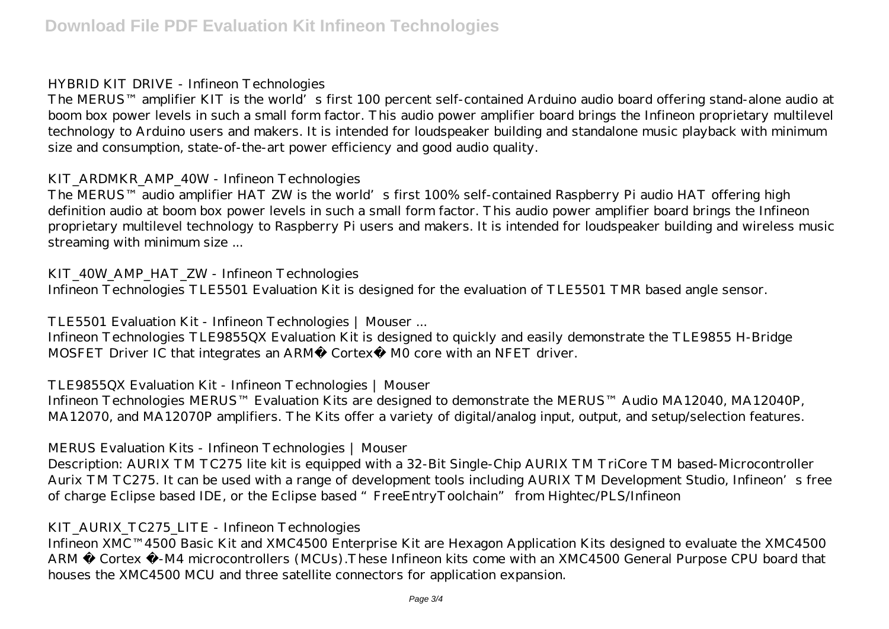HYBRID KIT DRIVE - Infineon Technologies

The MERUS™ amplifier KIT is the world's first 100 percent self-contained Arduino audio board offering stand-alone audio at boom box power levels in such a small form factor. This audio power amplifier board brings the Infineon proprietary multilevel technology to Arduino users and makers. It is intended for loudspeaker building and standalone music playback with minimum size and consumption, state-of-the-art power efficiency and good audio quality.

KIT_ARDMKR_AMP_40W - Infineon Technologies

The MERUS™ audio amplifier HAT ZW is the world's first 100% self-contained Raspberry Pi audio HAT offering high definition audio at boom box power levels in such a small form factor. This audio power amplifier board brings the Infineon proprietary multilevel technology to Raspberry Pi users and makers. It is intended for loudspeaker building and wireless music streaming with minimum size ...

KIT_40W_AMP_HAT_ZW - Infineon Technologies

Infineon Technologies TLE5501 Evaluation Kit is designed for the evaluation of TLE5501 TMR based angle sensor.

TLE5501 Evaluation Kit - Infineon Technologies | Mouser ...

Infineon Technologies TLE9855QX Evaluation Kit is designed to quickly and easily demonstrate the TLE9855 H-Bridge MOSFET Driver IC that integrates an ARM® Cortex® M0 core with an NFET driver.

TLE9855QX Evaluation Kit - Infineon Technologies | Mouser

Infineon Technologies MERUS™ Evaluation Kits are designed to demonstrate the MERUS™ Audio MA12040, MA12040P, MA12070, and MA12070P amplifiers. The Kits offer a variety of digital/analog input, output, and setup/selection features.

MERUS Evaluation Kits - Infineon Technologies | Mouser

Description: AURIX TM TC275 lite kit is equipped with a 32-Bit Single-Chip AURIX TM TriCore TM based-Microcontroller Aurix TM TC275. It can be used with a range of development tools including AURIX TM Development Studio, Infineon's free of charge Eclipse based IDE, or the Eclipse based "FreeEntryToolchain" from Hightec/PLS/Infineon

KIT_AURIX_TC275_LITE - Infineon Technologies

Infineon XMC™4500 Basic Kit and XMC4500 Enterprise Kit are Hexagon Application Kits designed to evaluate the XMC4500 ARM ® Cortex ®-M4 microcontrollers (MCUs).These Infineon kits come with an XMC4500 General Purpose CPU board that houses the XMC4500 MCU and three satellite connectors for application expansion.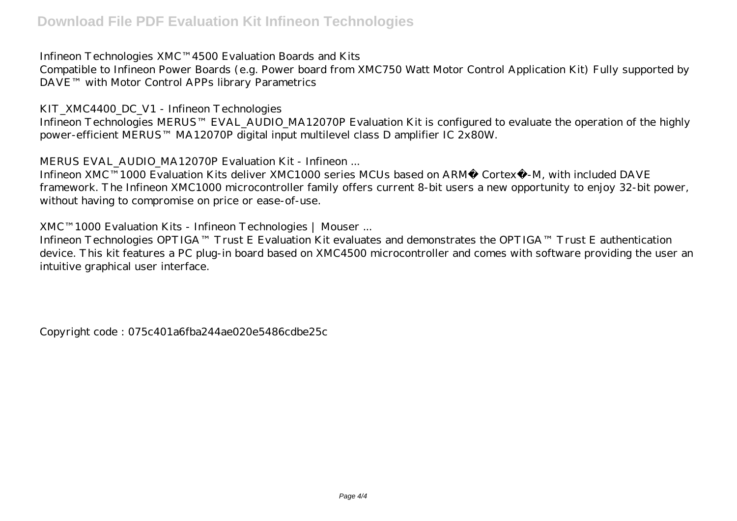*Infineon Technologies XMC™4500 Evaluation Boards and Kits*

Compatible to Infineon Power Boards (e.g. Power board from XMC750 Watt Motor Control Application Kit) Fully supported by DAVE™ with Motor Control APPs library Parametrics

*KIT_XMC4400_DC_V1 - Infineon Technologies*

Infineon Technologies MERUS™ EVAL_AUDIO_MA12070P Evaluation Kit is configured to evaluate the operation of the highly power-efficient MERUS™ MA12070P digital input multilevel class D amplifier IC 2x80W.

*MERUS EVAL_AUDIO_MA12070P Evaluation Kit - Infineon ...*

Infineon XMC™1000 Evaluation Kits deliver XMC1000 series MCUs based on ARM� Cortex�-M, with included DAVE framework. The Infineon XMC1000 microcontroller family offers current 8-bit users a new opportunity to enjoy 32-bit power, without having to compromise on price or ease-of-use.

*XMC™1000 Evaluation Kits - Infineon Technologies | Mouser ...*

Infineon Technologies OPTIGA™ Trust E Evaluation Kit evaluates and demonstrates the OPTIGA™ Trust E authentication device. This kit features a PC plug-in board based on XMC4500 microcontroller and comes with software providing the user an intuitive graphical user interface.

Copyright code : 075c401a6fba244ae020e5486cdbe25c